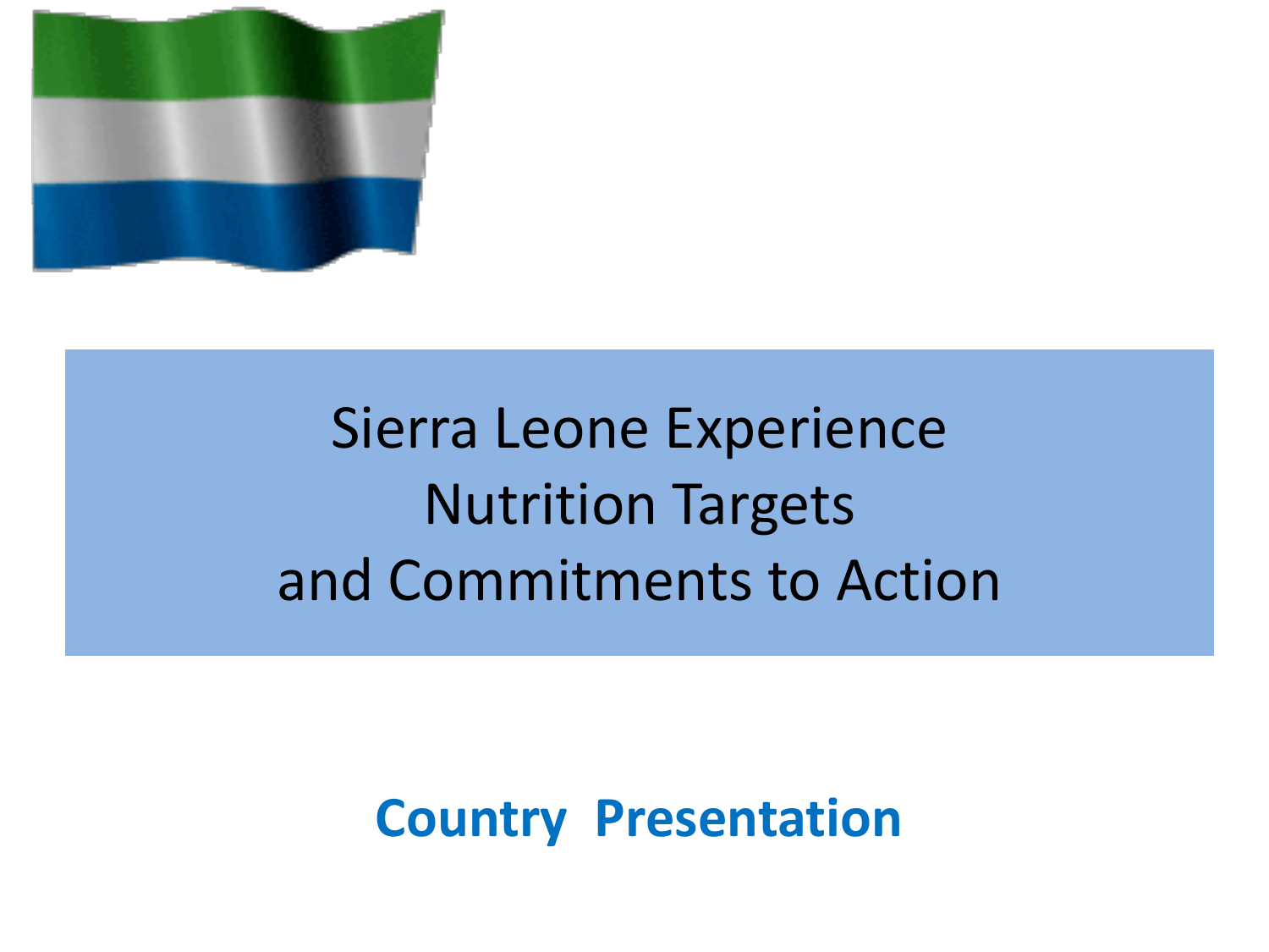# Sierra Leone Experience
# Nutrition Targets
# and Commitments to Action

**Country Presentation**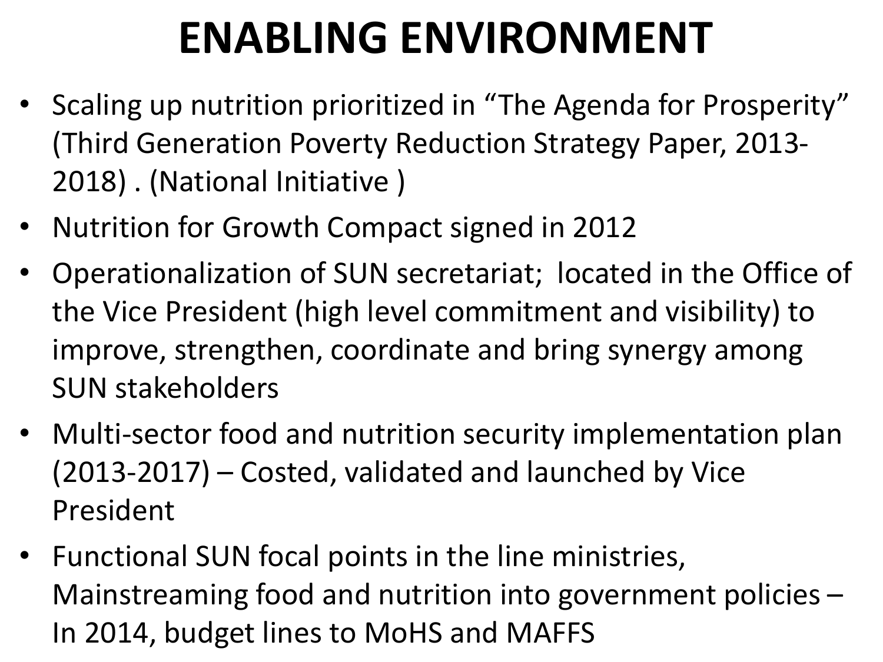# ENABLING ENVIRONMENT

- Scaling up nutrition prioritized in "The Agenda for Prosperity" (Third Generation Poverty Reduction Strategy Paper, 2013-2018) . (National Initiative )
- Nutrition for Growth Compact signed in 2012
- Operationalization of SUN secretariat; located in the Office of the Vice President (high level commitment and visibility) to improve, strengthen, coordinate and bring synergy among SUN stakeholders
- Multi-sector food and nutrition security implementation plan (2013-2017) – Costed, validated and launched by Vice President
- Functional SUN focal points in the line ministries, Mainstreaming food and nutrition into government policies – In 2014, budget lines to MoHS and MAFFS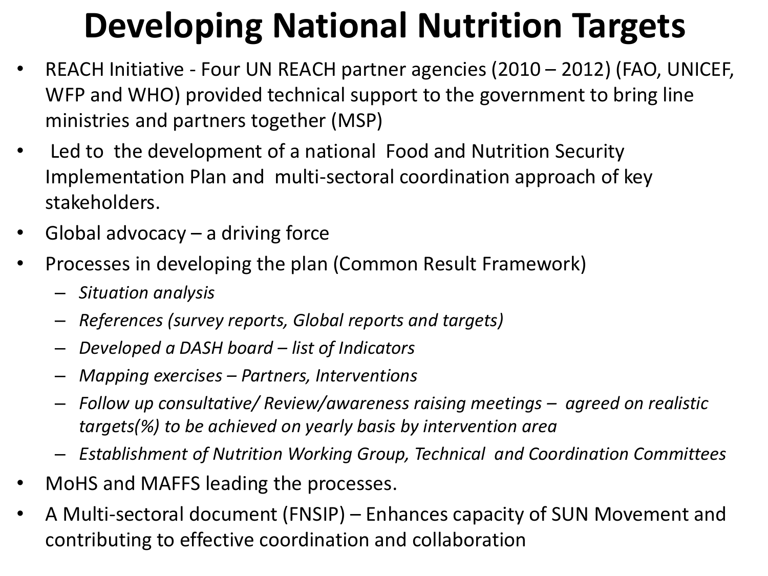# Developing National Nutrition Targets

- REACH Initiative - Four UN REACH partner agencies (2010 – 2012) (FAO, UNICEF, WFP and WHO) provided technical support to the government to bring line ministries and partners together (MSP)
- Led to the development of a national Food and Nutrition Security Implementation Plan and multi-sectoral coordination approach of key stakeholders.
- Global advocacy – a driving force
- Processes in developing the plan (Common Result Framework)
  - *Situation analysis*
  - *References (survey reports, Global reports and targets)*
  - *Developed a DASH board – list of Indicators*
  - *Mapping exercises – Partners, Interventions*
  - *Follow up consultative/ Review/awareness raising meetings – agreed on realistic targets(%) to be achieved on yearly basis by intervention area*
  - *Establishment of Nutrition Working Group, Technical and Coordination Committees*
- MoHS and MAFFS leading the processes.
- A Multi-sectoral document (FNSIP) – Enhances capacity of SUN Movement and contributing to effective coordination and collaboration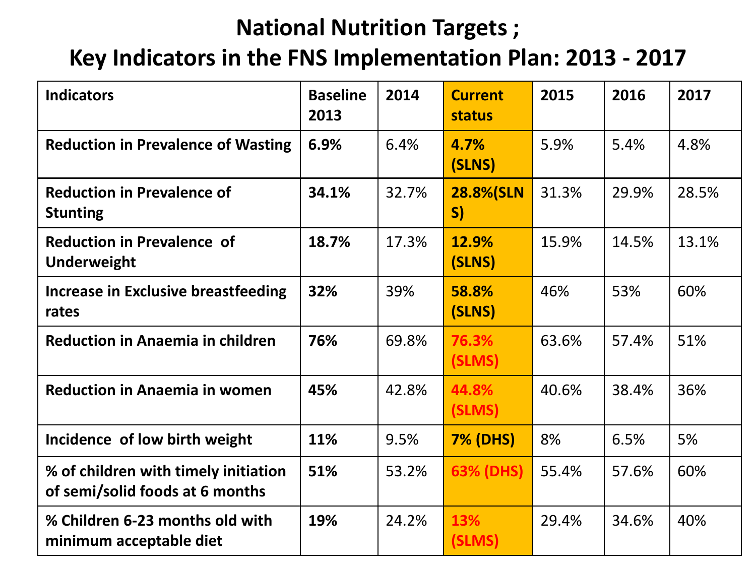# National Nutrition Targets ;
# Key Indicators in the FNS Implementation Plan: 2013 - 2017

| Indicators | Baseline 2013 | 2014 | Current status | 2015 | 2016 | 2017 |
|---|---|---|---|---|---|---|
| **Reduction in Prevalence of Wasting** | **6.9%** | 6.4% | **4.7% (SLNS)** | 5.9% | 5.4% | 4.8% |
| **Reduction in Prevalence of Stunting** | **34.1%** | 32.7% | **28.8%(SLNS)** | 31.3% | 29.9% | 28.5% |
| **Reduction in Prevalence of Underweight** | **18.7%** | 17.3% | **12.9% (SLNS)** | 15.9% | 14.5% | 13.1% |
| **Increase in Exclusive breastfeeding rates** | **32%** | 39% | **58.8% (SLNS)** | 46% | 53% | 60% |
| **Reduction in Anaemia in children** | **76%** | 69.8% | **76.3% (SLMS)** | 63.6% | 57.4% | 51% |
| **Reduction in Anaemia in women** | **45%** | 42.8% | **44.8% (SLMS)** | 40.6% | 38.4% | 36% |
| **Incidence of low birth weight** | **11%** | 9.5% | **7% (DHS)** | 8% | 6.5% | 5% |
| **% of children with timely initiation of semi/solid foods at 6 months** | **51%** | 53.2% | **63% (DHS)** | 55.4% | 57.6% | 60% |
| **% Children 6-23 months old with minimum acceptable diet** | **19%** | 24.2% | **13% (SLMS)** | 29.4% | 34.6% | 40% |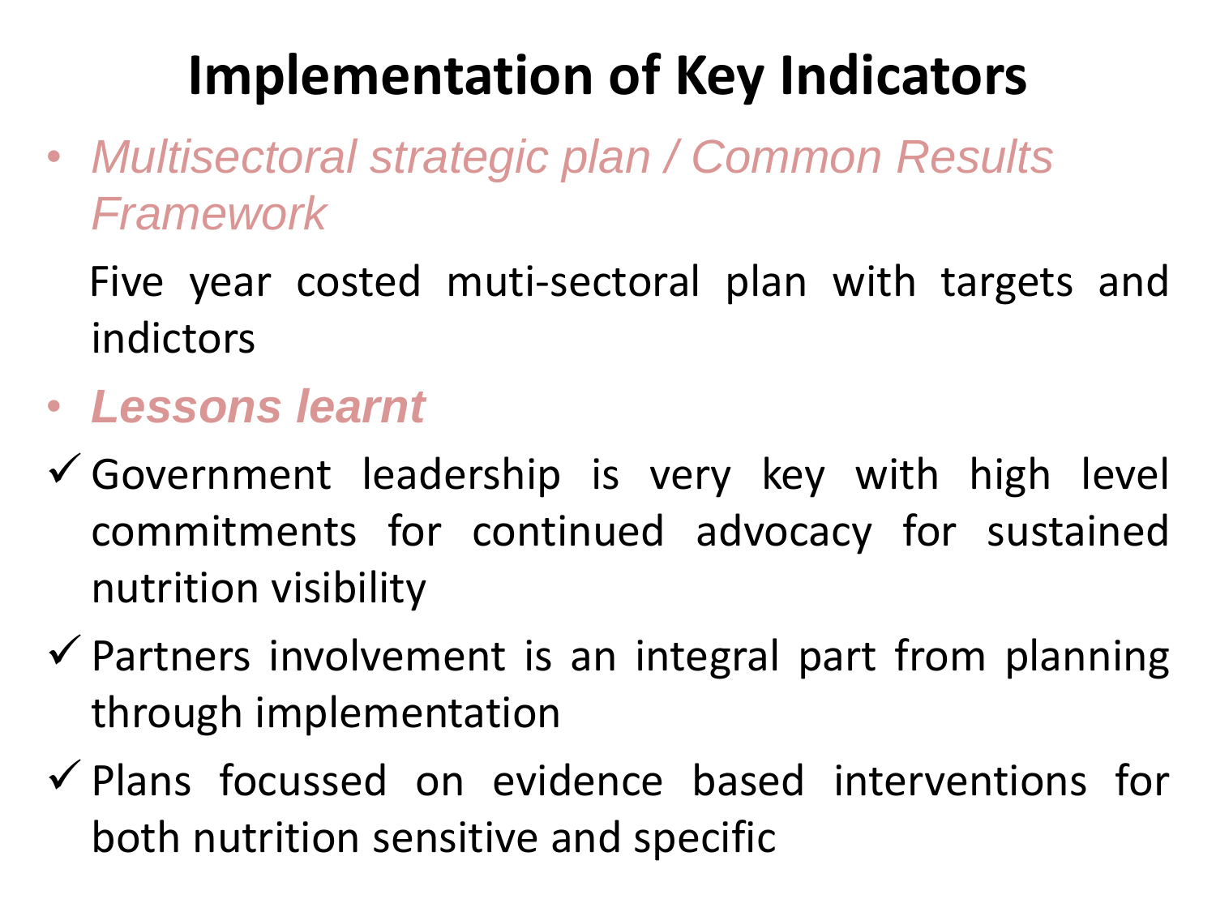# Implementation of Key Indicators

- *Multisectoral strategic plan / Common Results Framework*

  Five year costed muti-sectoral plan with targets and indictors

- ***Lessons learnt***

✓ Government leadership is very key with high level commitments for continued advocacy for sustained nutrition visibility

✓ Partners involvement is an integral part from planning through implementation

✓ Plans focussed on evidence based interventions for both nutrition sensitive and specific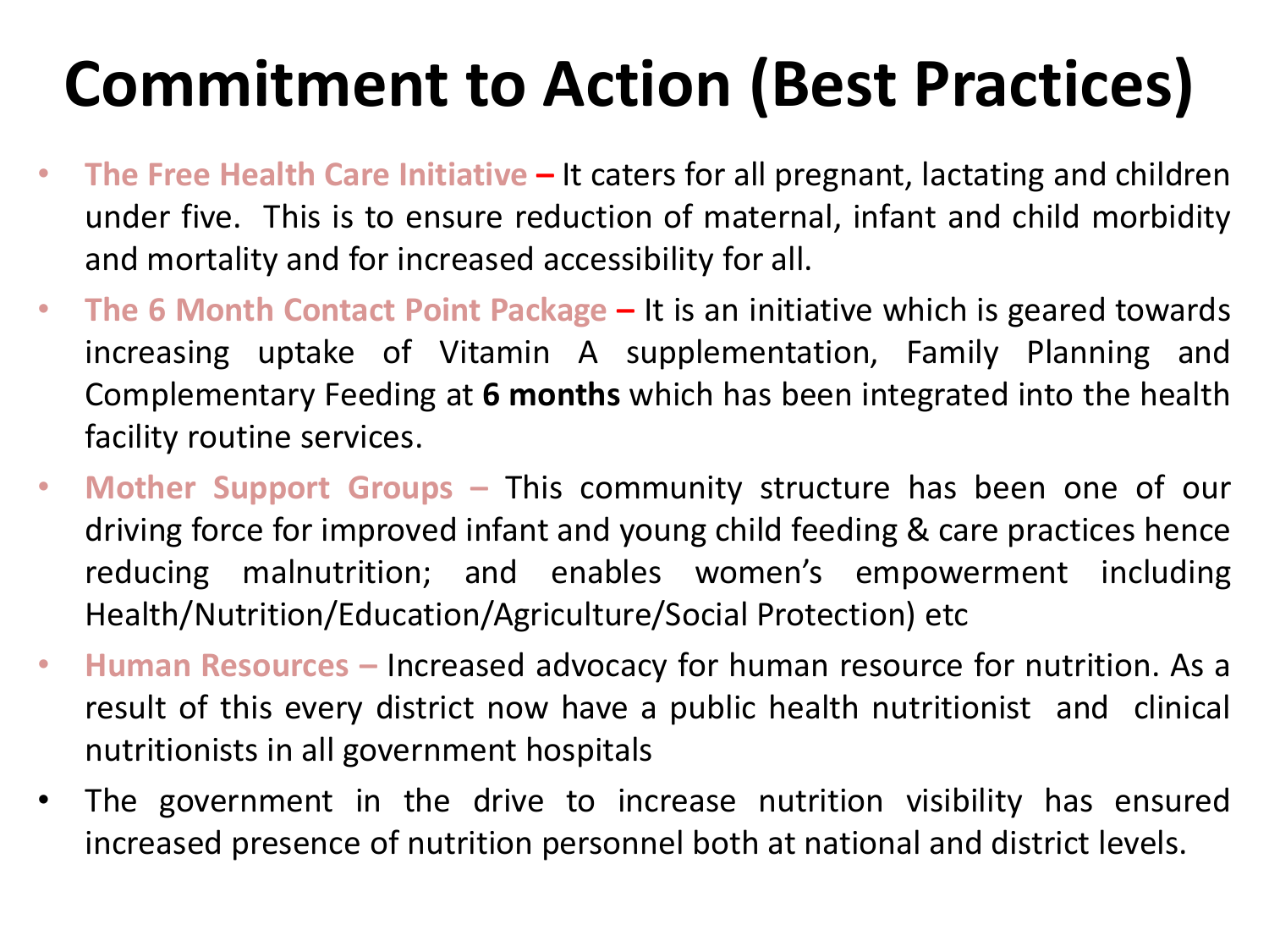# Commitment to Action (Best Practices)

- **The Free Health Care Initiative –** It caters for all pregnant, lactating and children under five. This is to ensure reduction of maternal, infant and child morbidity and mortality and for increased accessibility for all.
- **The 6 Month Contact Point Package –** It is an initiative which is geared towards increasing uptake of Vitamin A supplementation, Family Planning and Complementary Feeding at **6 months** which has been integrated into the health facility routine services.
- **Mother Support Groups –** This community structure has been one of our driving force for improved infant and young child feeding & care practices hence reducing malnutrition; and enables women's empowerment including Health/Nutrition/Education/Agriculture/Social Protection) etc
- **Human Resources –** Increased advocacy for human resource for nutrition. As a result of this every district now have a public health nutritionist and clinical nutritionists in all government hospitals
- The government in the drive to increase nutrition visibility has ensured increased presence of nutrition personnel both at national and district levels.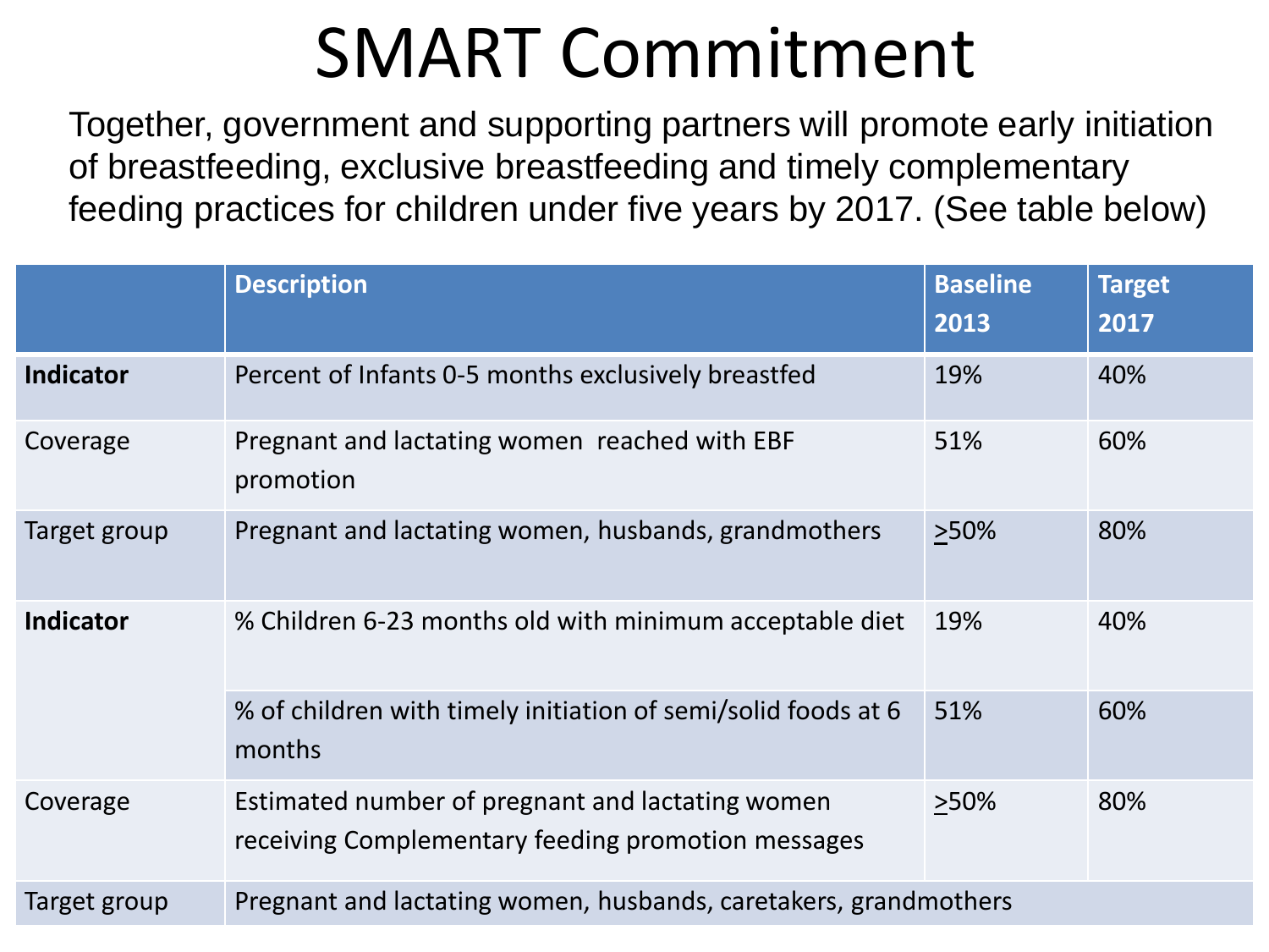# SMART Commitment

Together, government and supporting partners will promote early initiation of breastfeeding, exclusive breastfeeding and timely complementary feeding practices for children under five years by 2017. (See table below)

| | Description | Baseline 2013 | Target 2017 |
|---|---|---|---|
| **Indicator** | Percent of Infants 0-5 months exclusively breastfed | 19% | 40% |
| Coverage | Pregnant and lactating women reached with EBF promotion | 51% | 60% |
| Target group | Pregnant and lactating women, husbands, grandmothers | ≥50% | 80% |
| **Indicator** | % Children 6-23 months old with minimum acceptable diet | 19% | 40% |
| | % of children with timely initiation of semi/solid foods at 6 months | 51% | 60% |
| Coverage | Estimated number of pregnant and lactating women receiving Complementary feeding promotion messages | ≥50% | 80% |
| Target group | Pregnant and lactating women, husbands, caretakers, grandmothers | | |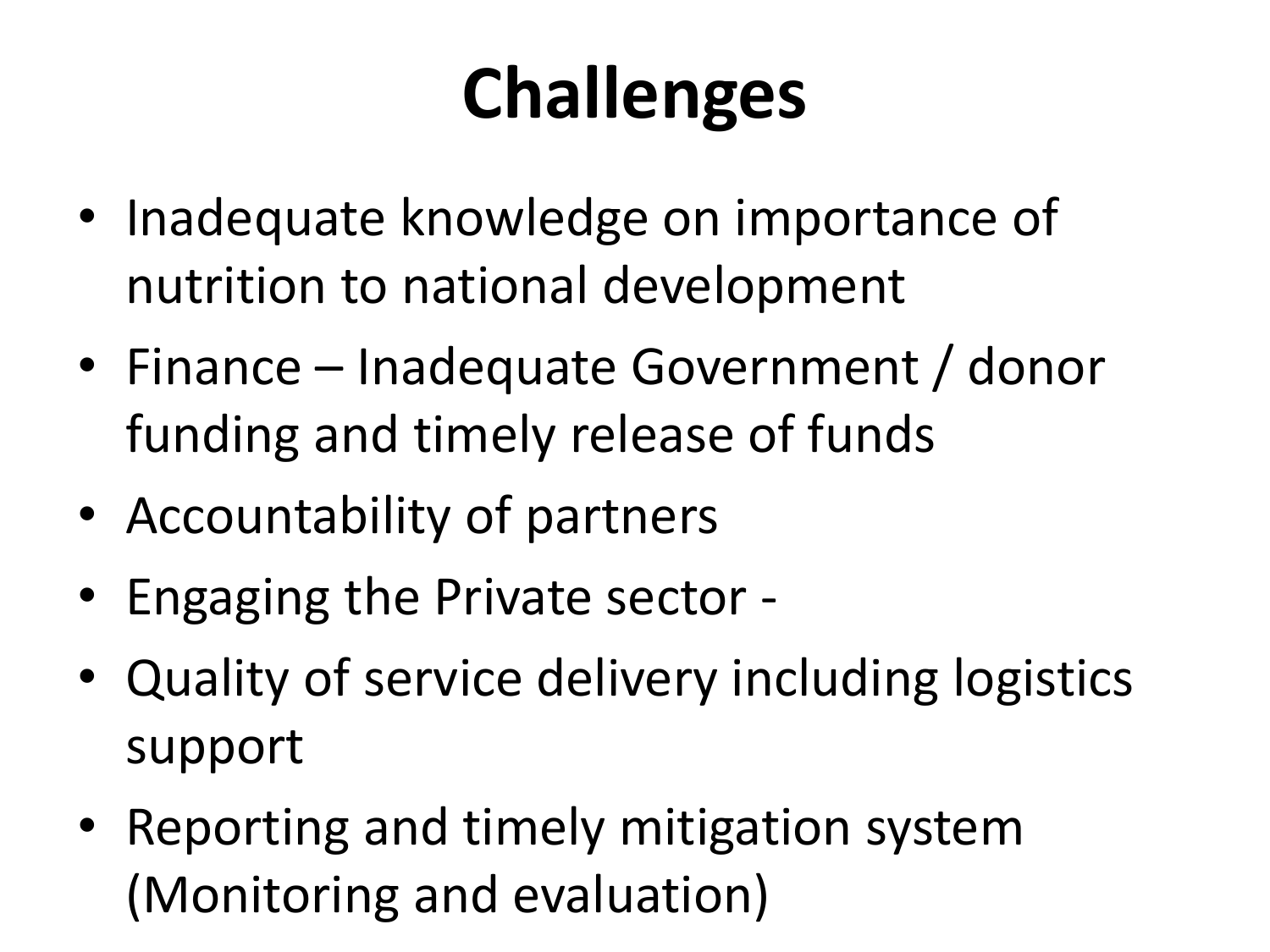# Challenges

- Inadequate knowledge on importance of nutrition to national development
- Finance – Inadequate Government / donor funding and timely release of funds
- Accountability of partners
- Engaging the Private sector -
- Quality of service delivery including logistics support
- Reporting and timely mitigation system (Monitoring and evaluation)